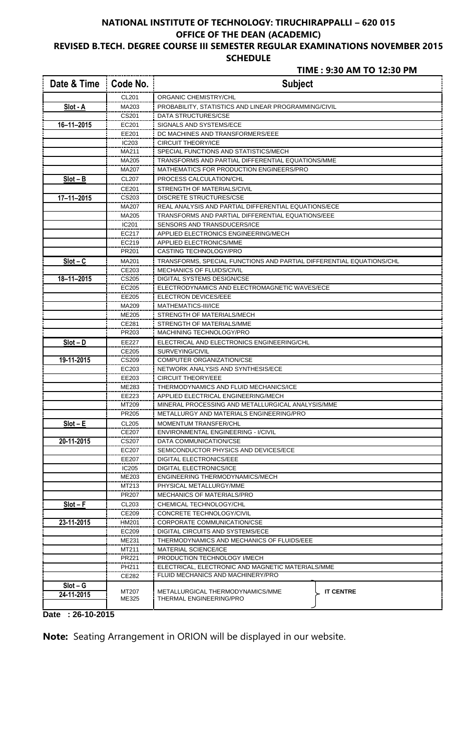# NATIONAL INSTITUTE OF TECHNOLOGY: TIRUCHIRAPPALLI – 620 015

## OFFICE OF THE DEAN (ACADEMIC)

## REVISED B.TECH. DEGREE COURSE III SEMESTER REGULAR EXAMINATIONS NOVEMBER 2015

## SCHEDULE

**TIME : 9:30 AM TO 12:30 PM**

| Date & Time | Code No. | Subject |
|---|---|---|
| | CL201 | ORGANIC CHEMISTRY/CHL |
| **Slot - A** | MA203 | PROBABILITY, STATISTICS AND LINEAR PROGRAMMING/CIVIL |
| | CS201 | DATA STRUCTURES/CSE |
| **16–11–2015** | EC201 | SIGNALS AND SYSTEMS/ECE |
| | EE201 | DC MACHINES AND TRANSFORMERS/EEE |
| | IC203 | CIRCUIT THEORY/ICE |
| | MA211 | SPECIAL FUNCTIONS AND STATISTICS/MECH |
| | MA205 | TRANSFORMS AND PARTIAL DIFFERENTIAL EQUATIONS/MME |
| | MA207 | MATHEMATICS FOR PRODUCTION ENGINEERS/PRO |
| **Slot – B** | CL207 | PROCESS CALCULATION/CHL |
| | CE201 | STRENGTH OF MATERIALS/CIVIL |
| **17–11–2015** | CS203 | DISCRETE STRUCTURES/CSE |
| | MA207 | REAL ANALYSIS AND PARTIAL DIFFERENTIAL EQUATIONS/ECE |
| | MA205 | TRANSFORMS AND PARTIAL DIFFERENTIAL EQUATIONS/EEE |
| | IC201 | SENSORS AND TRANSDUCERS/ICE |
| | EC217 | APPLIED ELECTRONICS ENGINEERING/MECH |
| | EC219 | APPLIED ELECTRONICS/MME |
| | PR201 | CASTING TECHNOLOGY/PRO |
| **Slot – C** | MA201 | TRANSFORMS, SPECIAL FUNCTIONS AND PARTIAL DIFFERENTIAL EQUATIONS/CHL |
| | CE203 | MECHANICS OF FLUIDS/CIVIL |
| **18–11–2015** | CS205 | DIGITAL SYSTEMS DESIGN/CSE |
| | EC205 | ELECTRODYNAMICS AND ELECTROMAGNETIC WAVES/ECE |
| | EE205 | ELECTRON DEVICES/EEE |
| | MA209 | MATHEMATICS-III/ICE |
| | ME205 | STRENGTH OF MATERIALS/MECH |
| | CE281 | STRENGTH OF MATERIALS/MME |
| | PR203 | MACHINING TECHNOLOGY/PRO |
| **Slot – D** | EE227 | ELECTRICAL AND ELECTRONICS ENGINEERING/CHL |
| | CE205 | SURVEYING/CIVIL |
| **19-11-2015** | CS209 | COMPUTER ORGANIZATION/CSE |
| | EC203 | NETWORK ANALYSIS AND SYNTHESIS/ECE |
| | EE203 | CIRCUIT THEORY/EEE |
| | ME283 | THERMODYNAMICS AND FLUID MECHANICS/ICE |
| | EE223 | APPLIED ELECTRICAL ENGINEERING/MECH |
| | MT209 | MINERAL PROCESSING AND METALLURGICAL ANALYSIS/MME |
| | PR205 | METALLURGY AND MATERIALS ENGINEERING/PRO |
| **Slot – E** | CL205 | MOMENTUM TRANSFER/CHL |
| | CE207 | ENVIRONMENTAL ENGINEERING - I/CIVIL |
| **20-11-2015** | CS207 | DATA COMMUNICATION/CSE |
| | EC207 | SEMICONDUCTOR PHYSICS AND DEVICES/ECE |
| | EE207 | DIGITAL ELECTRONICS/EEE |
| | IC205 | DIGITAL ELECTRONICS/ICE |
| | ME203 | ENGINEERING THERMODYNAMICS/MECH |
| | MT213 | PHYSICAL METALLURGY/MME |
| | PR207 | MECHANICS OF MATERIALS/PRO |
| **Slot – F** | CL203 | CHEMICAL TECHNOLOGY/CHL |
| | CE209 | CONCRETE TECHNOLOGY/CIVIL |
| **23-11-2015** | HM201 | CORPORATE COMMUNICATION/CSE |
| | EC209 | DIGITAL CIRCUITS AND SYSTEMS/ECE |
| | ME231 | THERMODYNAMICS AND MECHANICS OF FLUIDS/EEE |
| | MT211 | MATERIAL SCIENCE/ICE |
| | PR221 | PRODUCTION TECHNOLOGY I/MECH |
| | PH211 | ELECTRICAL, ELECTRONIC AND MAGNETIC MATERIALS/MME |
| | CE282 | FLUID MECHANICS AND MACHINERY/PRO |
| **Slot – G** | MT207 | METALLURGICAL THERMODYNAMICS/MME — **IT CENTRE** |
| **24-11-2015** | ME325 | THERMAL ENGINEERING/PRO — **IT CENTRE** |

**Date : 26-10-2015**

**Note:** Seating Arrangement in ORION will be displayed in our website.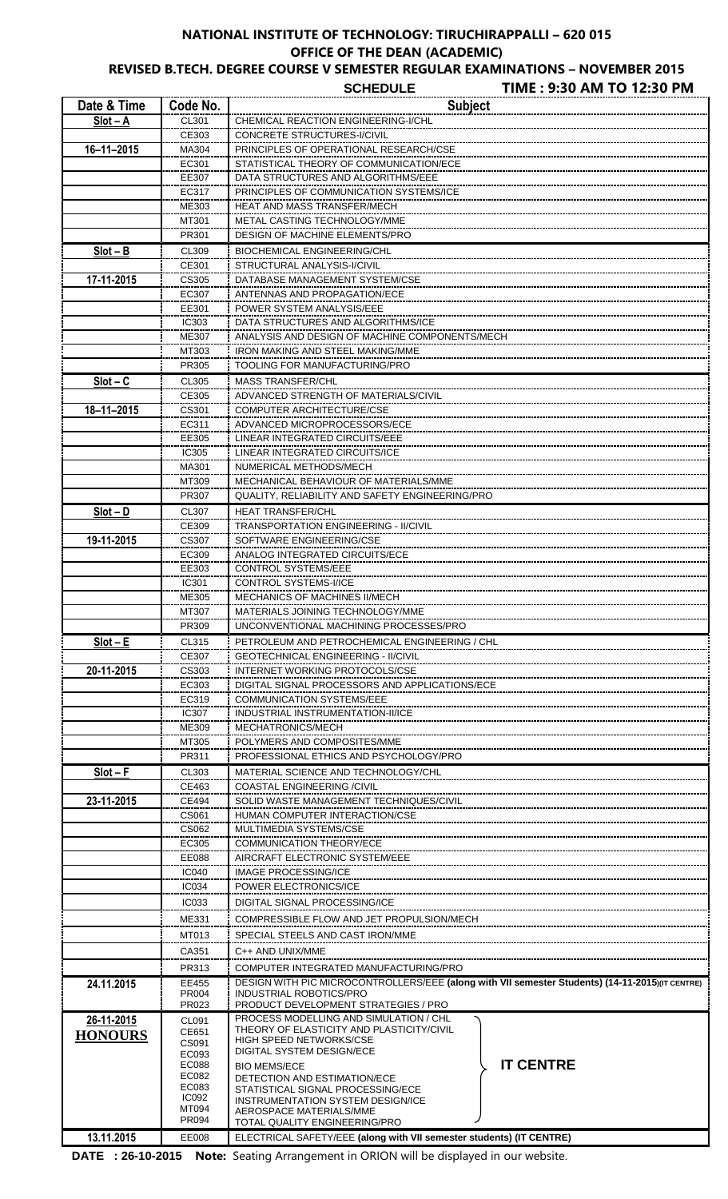# NATIONAL INSTITUTE OF TECHNOLOGY: TIRUCHIRAPPALLI – 620 015

## OFFICE OF THE DEAN (ACADEMIC)

## REVISED B.TECH. DEGREE COURSE V SEMESTER REGULAR EXAMINATIONS – NOVEMBER 2015

**SCHEDULE** **TIME : 9:30 AM TO 12:30 PM**

| Date & Time | Code No. | Subject |
|---|---|---|
| **Slot – A** | CL301 | CHEMICAL REACTION ENGINEERING-I/CHL |
| | CE303 | CONCRETE STRUCTURES-I/CIVIL |
| **16–11–2015** | MA304 | PRINCIPLES OF OPERATIONAL RESEARCH/CSE |
| | EC301 | STATISTICAL THEORY OF COMMUNICATION/ECE |
| | EE307 | DATA STRUCTURES AND ALGORITHMS/EEE |
| | EC317 | PRINCIPLES OF COMMUNICATION SYSTEMS/ICE |
| | ME303 | HEAT AND MASS TRANSFER/MECH |
| | MT301 | METAL CASTING TECHNOLOGY/MME |
| | PR301 | DESIGN OF MACHINE ELEMENTS/PRO |
| **Slot – B** | CL309 | BIOCHEMICAL ENGINEERING/CHL |
| | CE301 | STRUCTURAL ANALYSIS-I/CIVIL |
| **17-11-2015** | CS305 | DATABASE MANAGEMENT SYSTEM/CSE |
| | EC307 | ANTENNAS AND PROPAGATION/ECE |
| | EE301 | POWER SYSTEM ANALYSIS/EEE |
| | IC303 | DATA STRUCTURES AND ALGORITHMS/ICE |
| | ME307 | ANALYSIS AND DESIGN OF MACHINE COMPONENTS/MECH |
| | MT303 | IRON MAKING AND STEEL MAKING/MME |
| | PR305 | TOOLING FOR MANUFACTURING/PRO |
| **Slot – C** | CL305 | MASS TRANSFER/CHL |
| | CE305 | ADVANCED STRENGTH OF MATERIALS/CIVIL |
| **18–11–2015** | CS301 | COMPUTER ARCHITECTURE/CSE |
| | EC311 | ADVANCED MICROPROCESSORS/ECE |
| | EE305 | LINEAR INTEGRATED CIRCUITS/EEE |
| | IC305 | LINEAR INTEGRATED CIRCUITS/ICE |
| | MA301 | NUMERICAL METHODS/MECH |
| | MT309 | MECHANICAL BEHAVIOUR OF MATERIALS/MME |
| | PR307 | QUALITY, RELIABILITY AND SAFETY ENGINEERING/PRO |
| **Slot – D** | CL307 | HEAT TRANSFER/CHL |
| | CE309 | TRANSPORTATION ENGINEERING - II/CIVIL |
| **19-11-2015** | CS307 | SOFTWARE ENGINEERING/CSE |
| | EC309 | ANALOG INTEGRATED CIRCUITS/ECE |
| | EE303 | CONTROL SYSTEMS/EEE |
| | IC301 | CONTROL SYSTEMS-I/ICE |
| | ME305 | MECHANICS OF MACHINES II/MECH |
| | MT307 | MATERIALS JOINING TECHNOLOGY/MME |
| | PR309 | UNCONVENTIONAL MACHINING PROCESSES/PRO |
| **Slot – E** | CL315 | PETROLEUM AND PETROCHEMICAL ENGINEERING / CHL |
| | CE307 | GEOTECHNICAL ENGINEERING - II/CIVIL |
| **20-11-2015** | CS303 | INTERNET WORKING PROTOCOLS/CSE |
| | EC303 | DIGITAL SIGNAL PROCESSORS AND APPLICATIONS/ECE |
| | EC319 | COMMUNICATION SYSTEMS/EEE |
| | IC307 | INDUSTRIAL INSTRUMENTATION-II/ICE |
| | ME309 | MECHATRONICS/MECH |
| | MT305 | POLYMERS AND COMPOSITES/MME |
| | PR311 | PROFESSIONAL ETHICS AND PSYCHOLOGY/PRO |
| **Slot – F** | CL303 | MATERIAL SCIENCE AND TECHNOLOGY/CHL |
| | CE463 | COASTAL ENGINEERING /CIVIL |
| **23-11-2015** | CE494 | SOLID WASTE MANAGEMENT TECHNIQUES/CIVIL |
| | CS061 | HUMAN COMPUTER INTERACTION/CSE |
| | CS062 | MULTIMEDIA SYSTEMS/CSE |
| | EC305 | COMMUNICATION THEORY/ECE |
| | EE088 | AIRCRAFT ELECTRONIC SYSTEM/EEE |
| | IC040 | IMAGE PROCESSING/ICE |
| | IC034 | POWER ELECTRONICS/ICE |
| | IC033 | DIGITAL SIGNAL PROCESSING/ICE |
| | ME331 | COMPRESSIBLE FLOW AND JET PROPULSION/MECH |
| | MT013 | SPECIAL STEELS AND CAST IRON/MME |
| | CA351 | C++ AND UNIX/MME |
| | PR313 | COMPUTER INTEGRATED MANUFACTURING/PRO |
| **24.11.2015** | EE455 | DESIGN WITH PIC MICROCONTROLLERS/EEE **(along with VII semester Students) (14-11-2015)(IT CENTRE)** |
| | PR004 | INDUSTRIAL ROBOTICS/PRO |
| | PR023 | PRODUCT DEVELOPMENT STRATEGIES / PRO |
| **26-11-2015 HONOURS** | CL091 | PROCESS MODELLING AND SIMULATION / CHL (IT CENTRE) |
| | CE651 | THEORY OF ELASTICITY AND PLASTICITY/CIVIL (IT CENTRE) |
| | CS091 | HIGH SPEED NETWORKS/CSE (IT CENTRE) |
| | EC093 | DIGITAL SYSTEM DESIGN/ECE (IT CENTRE) |
| | EC088 | BIO MEMS/ECE (IT CENTRE) |
| | EC082 | DETECTION AND ESTIMATION/ECE (IT CENTRE) |
| | EC083 | STATISTICAL SIGNAL PROCESSING/ECE (IT CENTRE) |
| | IC092 | INSTRUMENTATION SYSTEM DESIGN/ICE (IT CENTRE) |
| | MT094 | AEROSPACE MATERIALS/MME (IT CENTRE) |
| | PR094 | TOTAL QUALITY ENGINEERING/PRO (IT CENTRE) |
| **13.11.2015** | EE008 | ELECTRICAL SAFETY/EEE **(along with VII semester students) (IT CENTRE)** |

**DATE : 26-10-2015** **Note:** Seating Arrangement in ORION will be displayed in our website.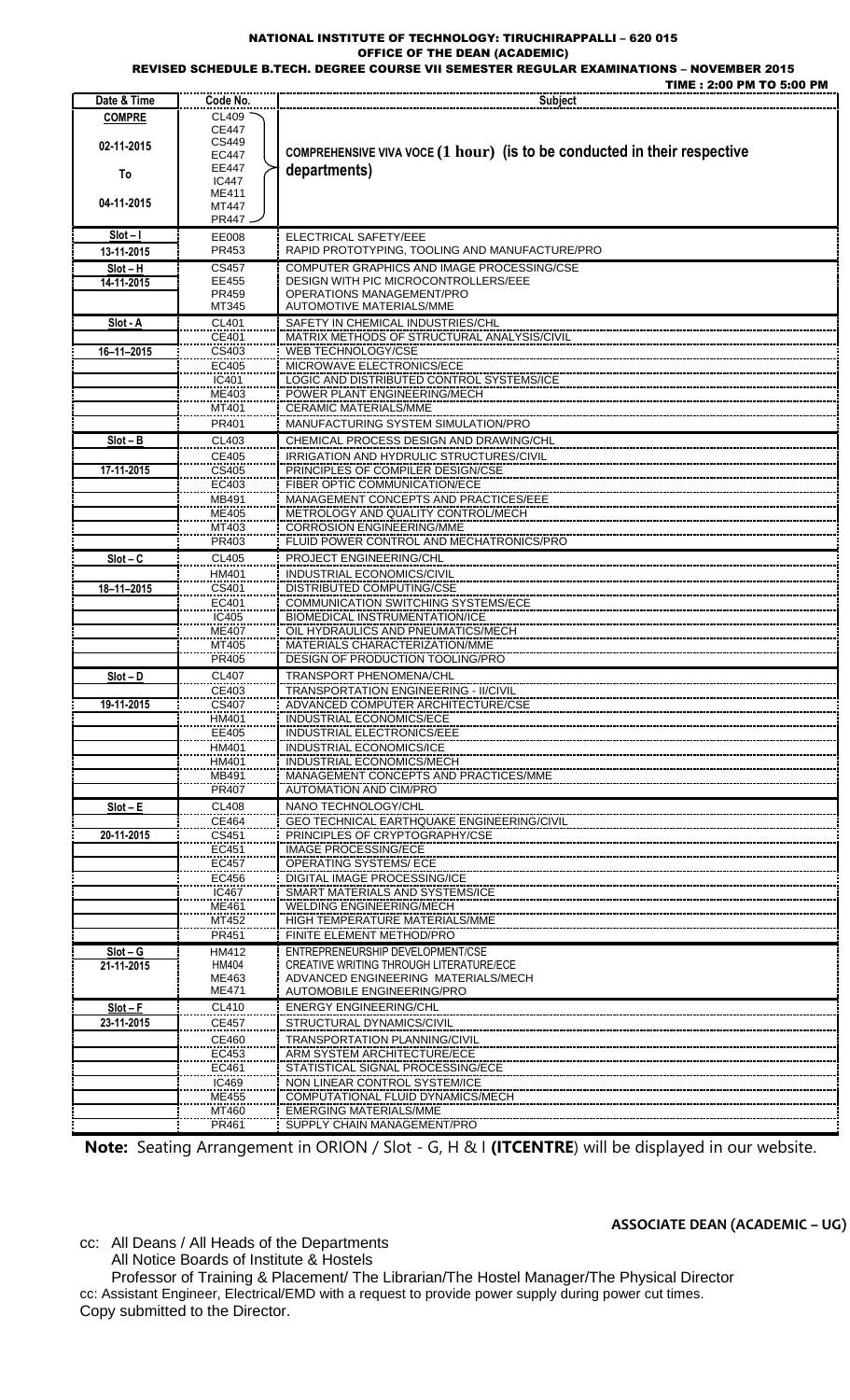NATIONAL INSTITUTE OF TECHNOLOGY: TIRUCHIRAPPALLI – 620 015

OFFICE OF THE DEAN (ACADEMIC)

REVISED SCHEDULE B.TECH. DEGREE COURSE VII SEMESTER REGULAR EXAMINATIONS – NOVEMBER 2015

TIME : 2:00 PM TO 5:00 PM

| Date & Time | Code No. | Subject |
|---|---|---|
| **COMPRE** 02-11-2015 To 04-11-2015 | CL409, CE447, CS449, EC447, EE447, IC447, ME411, MT447, PR447 | COMPREHENSIVE VIVA VOCE (1 hour) (is to be conducted in their respective departments) |
| Slot – I 13-11-2015 | EE008 | ELECTRICAL SAFETY/EEE |
| | PR453 | RAPID PROTOTYPING, TOOLING AND MANUFACTURE/PRO |
| Slot – H 14-11-2015 | CS457 | COMPUTER GRAPHICS AND IMAGE PROCESSING/CSE |
| | EE455 | DESIGN WITH PIC MICROCONTROLLERS/EEE |
| | PR459 | OPERATIONS MANAGEMENT/PRO |
| | MT345 | AUTOMOTIVE MATERIALS/MME |
| Slot - A 16–11–2015 | CL401 | SAFETY IN CHEMICAL INDUSTRIES/CHL |
| | CE401 | MATRIX METHODS OF STRUCTURAL ANALYSIS/CIVIL |
| | CS403 | WEB TECHNOLOGY/CSE |
| | EC405 | MICROWAVE ELECTRONICS/ECE |
| | IC401 | LOGIC AND DISTRIBUTED CONTROL SYSTEMS/ICE |
| | ME403 | POWER PLANT ENGINEERING/MECH |
| | MT401 | CERAMIC MATERIALS/MME |
| | PR401 | MANUFACTURING SYSTEM SIMULATION/PRO |
| Slot – B 17-11-2015 | CL403 | CHEMICAL PROCESS DESIGN AND DRAWING/CHL |
| | CE405 | IRRIGATION AND HYDRULIC STRUCTURES/CIVIL |
| | CS405 | PRINCIPLES OF COMPILER DESIGN/CSE |
| | EC403 | FIBER OPTIC COMMUNICATION/ECE |
| | MB491 | MANAGEMENT CONCEPTS AND PRACTICES/EEE |
| | ME405 | METROLOGY AND QUALITY CONTROL/MECH |
| | MT403 | CORROSION ENGINEERING/MME |
| | PR403 | FLUID POWER CONTROL AND MECHATRONICS/PRO |
| Slot – C 18–11–2015 | CL405 | PROJECT ENGINEERING/CHL |
| | HM401 | INDUSTRIAL ECONOMICS/CIVIL |
| | CS401 | DISTRIBUTED COMPUTING/CSE |
| | EC401 | COMMUNICATION SWITCHING SYSTEMS/ECE |
| | IC405 | BIOMEDICAL INSTRUMENTATION/ICE |
| | ME407 | OIL HYDRAULICS AND PNEUMATICS/MECH |
| | MT405 | MATERIALS CHARACTERIZATION/MME |
| | PR405 | DESIGN OF PRODUCTION TOOLING/PRO |
| Slot – D 19-11-2015 | CL407 | TRANSPORT PHENOMENA/CHL |
| | CE403 | TRANSPORTATION ENGINEERING - II/CIVIL |
| | CS407 | ADVANCED COMPUTER ARCHITECTURE/CSE |
| | HM401 | INDUSTRIAL ECONOMICS/ECE |
| | EE405 | INDUSTRIAL ELECTRONICS/EEE |
| | HM401 | INDUSTRIAL ECONOMICS/ICE |
| | HM401 | INDUSTRIAL ECONOMICS/MECH |
| | MB491 | MANAGEMENT CONCEPTS AND PRACTICES/MME |
| | PR407 | AUTOMATION AND CIM/PRO |
| Slot – E 20-11-2015 | CL408 | NANO TECHNOLOGY/CHL |
| | CE464 | GEO TECHNICAL EARTHQUAKE ENGINEERING/CIVIL |
| | CS451 | PRINCIPLES OF CRYPTOGRAPHY/CSE |
| | EC451 | IMAGE PROCESSING/ECE |
| | EC457 | OPERATING SYSTEMS/ ECE |
| | EC456 | DIGITAL IMAGE PROCESSING/ICE |
| | IC467 | SMART MATERIALS AND SYSTEMS/ICE |
| | ME461 | WELDING ENGINEERING/MECH |
| | MT452 | HIGH TEMPERATURE MATERIALS/MME |
| | PR451 | FINITE ELEMENT METHOD/PRO |
| Slot – G 21-11-2015 | HM412 | ENTREPRENEURSHIP DEVELOPMENT/CSE |
| | HM404 | CREATIVE WRITING THROUGH LITERATURE/ECE |
| | ME463 | ADVANCED ENGINEERING MATERIALS/MECH |
| | ME471 | AUTOMOBILE ENGINEERING/PRO |
| Slot – F 23-11-2015 | CL410 | ENERGY ENGINEERING/CHL |
| | CE457 | STRUCTURAL DYNAMICS/CIVIL |
| | CE460 | TRANSPORTATION PLANNING/CIVIL |
| | EC453 | ARM SYSTEM ARCHITECTURE/ECE |
| | EC461 | STATISTICAL SIGNAL PROCESSING/ECE |
| | IC469 | NON LINEAR CONTROL SYSTEM/ICE |
| | ME455 | COMPUTATIONAL FLUID DYNAMICS/MECH |
| | MT460 | EMERGING MATERIALS/MME |
| | PR461 | SUPPLY CHAIN MANAGEMENT/PRO |

**Note:** Seating Arrangement in ORION / Slot - G, H & I **(ITCENTRE)** will be displayed in our website.

**ASSOCIATE DEAN (ACADEMIC – UG)**

cc: All Deans / All Heads of the Departments
All Notice Boards of Institute & Hostels
Professor of Training & Placement/ The Librarian/The Hostel Manager/The Physical Director
cc: Assistant Engineer, Electrical/EMD with a request to provide power supply during power cut times.
Copy submitted to the Director.